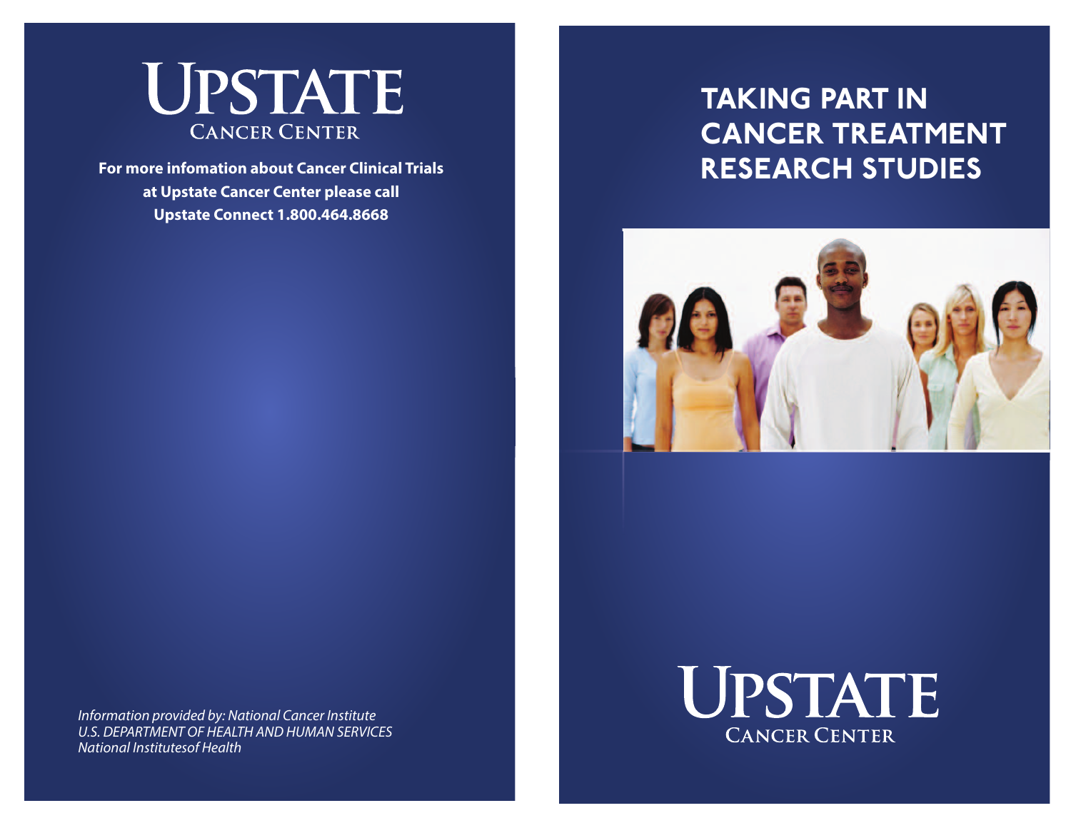# UPSTATE CANCER CENTER

**For more infomation about Cancer Clinical Trials at Upstate Cancer Center please call Upstate Connect 1.800.464.8668**

*Information provided by: National Cancer Institute*
*U.S. DEPARTMENT OF HEALTH AND HUMAN SERVICES*
*National Institutesof Health*

# TAKING PART IN CANCER TREATMENT RESEARCH STUDIES

UPSTATE CANCER CENTER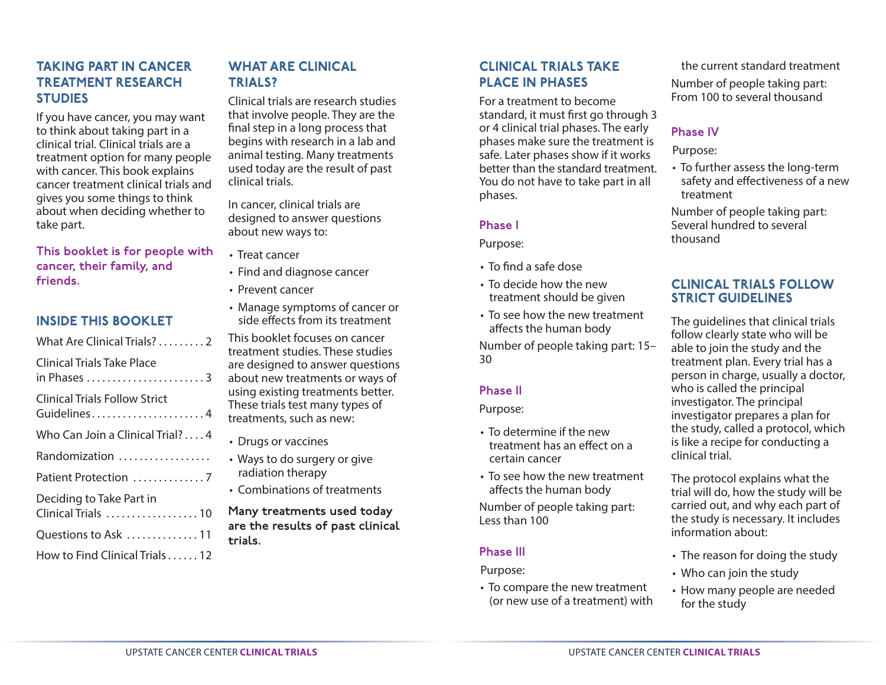## TAKING PART IN CANCER TREATMENT RESEARCH STUDIES

If you have cancer, you may want to think about taking part in a clinical trial. Clinical trials are a treatment option for many people with cancer. This booklet explains cancer treatment clinical trials and gives you some things to think about when deciding whether to take part.

**This booklet is for people with cancer, their family, and friends.**

## INSIDE THIS BOOKLET

What Are Clinical Trials? .........2

Clinical Trials Take Place in Phases .......................3

Clinical Trials Follow Strict Guidelines......................4

Who Can Join a Clinical Trial? ....4

Randomization ..................

Patient Protection ..............7

Deciding to Take Part in Clinical Trials ..................10

Questions to Ask ..............11

How to Find Clinical Trials ......12

## WHAT ARE CLINICAL TRIALS?

Clinical trials are research studies that involve people. They are the final step in a long process that begins with research in a lab and animal testing. Many treatments used today are the result of past clinical trials.

In cancer, clinical trials are designed to answer questions about new ways to:

- Treat cancer
- Find and diagnose cancer
- Prevent cancer
- Manage symptoms of cancer or side effects from its treatment

This booklet focuses on cancer treatment studies. These studies are designed to answer questions about new treatments or ways of using existing treatments better. These trials test many types of treatments, such as new:

- Drugs or vaccines
- Ways to do surgery or give radiation therapy
- Combinations of treatments

**Many treatments used today are the results of past clinical trials.**

## CLINICAL TRIALS TAKE PLACE IN PHASES

For a treatment to become standard, it must first go through 3 or 4 clinical trial phases. The early phases make sure the treatment is safe. Later phases show if it works better than the standard treatment. You do not have to take part in all phases.

### Phase I

Purpose:

- To find a safe dose
- To decide how the new treatment should be given
- To see how the new treatment affects the human body

Number of people taking part: 15–30

### Phase II

Purpose:

- To determine if the new treatment has an effect on a certain cancer
- To see how the new treatment affects the human body

Number of people taking part: Less than 100

### Phase III

Purpose:

- To compare the new treatment (or new use of a treatment) with the current standard treatment

Number of people taking part: From 100 to several thousand

### Phase IV

Purpose:

- To further assess the long-term safety and effectiveness of a new treatment

Number of people taking part: Several hundred to several thousand

## CLINICAL TRIALS FOLLOW STRICT GUIDELINES

The guidelines that clinical trials follow clearly state who will be able to join the study and the treatment plan. Every trial has a person in charge, usually a doctor, who is called the principal investigator. The principal investigator prepares a plan for the study, called a protocol, which is like a recipe for conducting a clinical trial.

The protocol explains what the trial will do, how the study will be carried out, and why each part of the study is necessary. It includes information about:

- The reason for doing the study
- Who can join the study
- How many people are needed for the study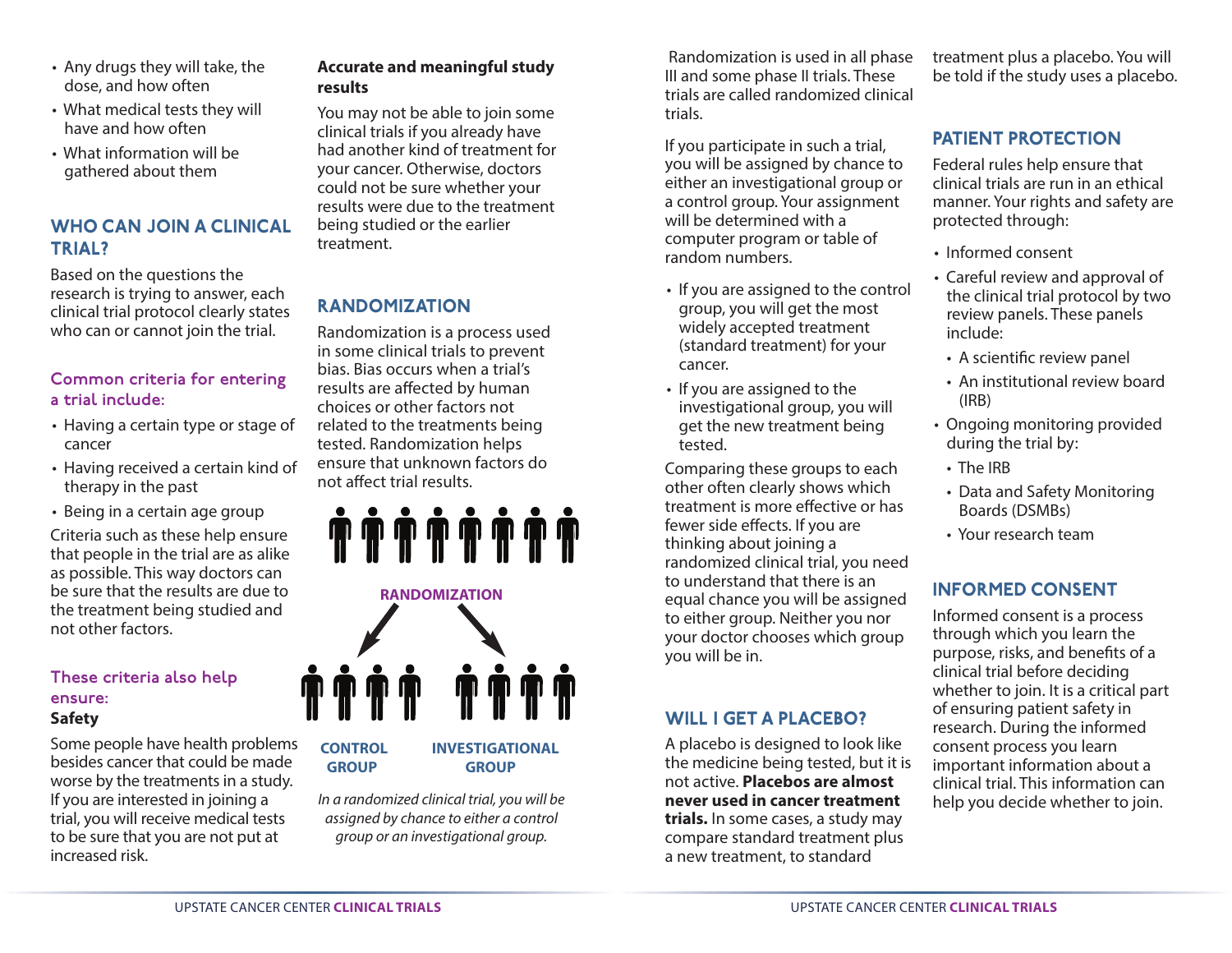- Any drugs they will take, the dose, and how often
- What medical tests they will have and how often
- What information will be gathered about them

## WHO CAN JOIN A CLINICAL TRIAL?

Based on the questions the research is trying to answer, each clinical trial protocol clearly states who can or cannot join the trial.

### Common criteria for entering a trial include:

- Having a certain type or stage of cancer
- Having received a certain kind of therapy in the past
- Being in a certain age group

Criteria such as these help ensure that people in the trial are as alike as possible. This way doctors can be sure that the results are due to the treatment being studied and not other factors.

### These criteria also help ensure:

**Safety**

Some people have health problems besides cancer that could be made worse by the treatments in a study. If you are interested in joining a trial, you will receive medical tests to be sure that you are not put at increased risk.

**Accurate and meaningful study results**

You may not be able to join some clinical trials if you already have had another kind of treatment for your cancer. Otherwise, doctors could not be sure whether your results were due to the treatment being studied or the earlier treatment.

## RANDOMIZATION

Randomization is a process used in some clinical trials to prevent bias. Bias occurs when a trial's results are affected by human choices or other factors not related to the treatments being tested. Randomization helps ensure that unknown factors do not affect trial results.

RANDOMIZATION

CONTROL GROUP

INVESTIGATIONAL GROUP

*In a randomized clinical trial, you will be assigned by chance to either a control group or an investigational group.*

Randomization is used in all phase III and some phase II trials. These trials are called randomized clinical trials.

If you participate in such a trial, you will be assigned by chance to either an investigational group or a control group. Your assignment will be determined with a computer program or table of random numbers.

- If you are assigned to the control group, you will get the most widely accepted treatment (standard treatment) for your cancer.
- If you are assigned to the investigational group, you will get the new treatment being tested.

Comparing these groups to each other often clearly shows which treatment is more effective or has fewer side effects. If you are thinking about joining a randomized clinical trial, you need to understand that there is an equal chance you will be assigned to either group. Neither you nor your doctor chooses which group you will be in.

## WILL I GET A PLACEBO?

A placebo is designed to look like the medicine being tested, but it is not active. **Placebos are almost never used in cancer treatment trials.** In some cases, a study may compare standard treatment plus a new treatment, to standard treatment plus a placebo. You will be told if the study uses a placebo.

## PATIENT PROTECTION

Federal rules help ensure that clinical trials are run in an ethical manner. Your rights and safety are protected through:

- Informed consent
- Careful review and approval of the clinical trial protocol by two review panels. These panels include:
  - A scientific review panel
  - An institutional review board (IRB)
- Ongoing monitoring provided during the trial by:
  - The IRB
  - Data and Safety Monitoring Boards (DSMBs)
  - Your research team

## INFORMED CONSENT

Informed consent is a process through which you learn the purpose, risks, and benefits of a clinical trial before deciding whether to join. It is a critical part of ensuring patient safety in research. During the informed consent process you learn important information about a clinical trial. This information can help you decide whether to join.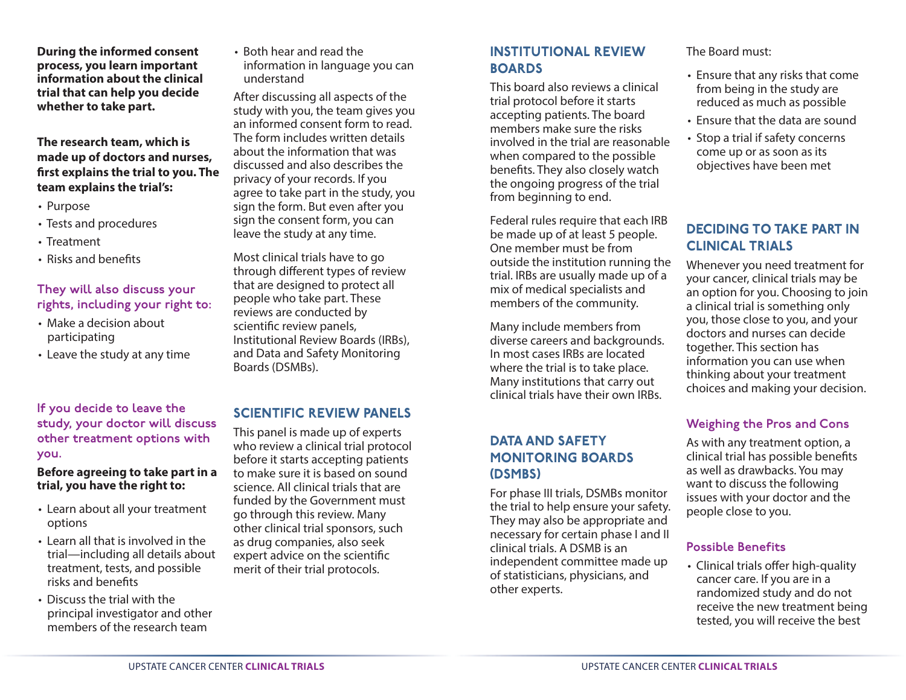**During the informed consent process, you learn important information about the clinical trial that can help you decide whether to take part.**

**The research team, which is made up of doctors and nurses, first explains the trial to you. The team explains the trial's:**

- Purpose
- Tests and procedures
- Treatment
- Risks and benefits

### They will also discuss your rights, including your right to:

- Make a decision about participating
- Leave the study at any time

### If you decide to leave the study, your doctor will discuss other treatment options with you.

**Before agreeing to take part in a trial, you have the right to:**

- Learn about all your treatment options
- Learn all that is involved in the trial—including all details about treatment, tests, and possible risks and benefits
- Discuss the trial with the principal investigator and other members of the research team
- Both hear and read the information in language you can understand

After discussing all aspects of the study with you, the team gives you an informed consent form to read. The form includes written details about the information that was discussed and also describes the privacy of your records. If you agree to take part in the study, you sign the form. But even after you sign the consent form, you can leave the study at any time.

Most clinical trials have to go through different types of review that are designed to protect all people who take part. These reviews are conducted by scientific review panels, Institutional Review Boards (IRBs), and Data and Safety Monitoring Boards (DSMBs).

## SCIENTIFIC REVIEW PANELS

This panel is made up of experts who review a clinical trial protocol before it starts accepting patients to make sure it is based on sound science. All clinical trials that are funded by the Government must go through this review. Many other clinical trial sponsors, such as drug companies, also seek expert advice on the scientific merit of their trial protocols.

## INSTITUTIONAL REVIEW BOARDS

This board also reviews a clinical trial protocol before it starts accepting patients. The board members make sure the risks involved in the trial are reasonable when compared to the possible benefits. They also closely watch the ongoing progress of the trial from beginning to end.

Federal rules require that each IRB be made up of at least 5 people. One member must be from outside the institution running the trial. IRBs are usually made up of a mix of medical specialists and members of the community.

Many include members from diverse careers and backgrounds. In most cases IRBs are located where the trial is to take place. Many institutions that carry out clinical trials have their own IRBs.

## DATA AND SAFETY MONITORING BOARDS (DSMBS)

For phase III trials, DSMBs monitor the trial to help ensure your safety. They may also be appropriate and necessary for certain phase I and II clinical trials. A DSMB is an independent committee made up of statisticians, physicians, and other experts.

The Board must:

- Ensure that any risks that come from being in the study are reduced as much as possible
- Ensure that the data are sound
- Stop a trial if safety concerns come up or as soon as its objectives have been met

## DECIDING TO TAKE PART IN CLINICAL TRIALS

Whenever you need treatment for your cancer, clinical trials may be an option for you. Choosing to join a clinical trial is something only you, those close to you, and your doctors and nurses can decide together. This section has information you can use when thinking about your treatment choices and making your decision.

### Weighing the Pros and Cons

As with any treatment option, a clinical trial has possible benefits as well as drawbacks. You may want to discuss the following issues with your doctor and the people close to you.

### Possible Benefits

- Clinical trials offer high-quality cancer care. If you are in a randomized study and do not receive the new treatment being tested, you will receive the best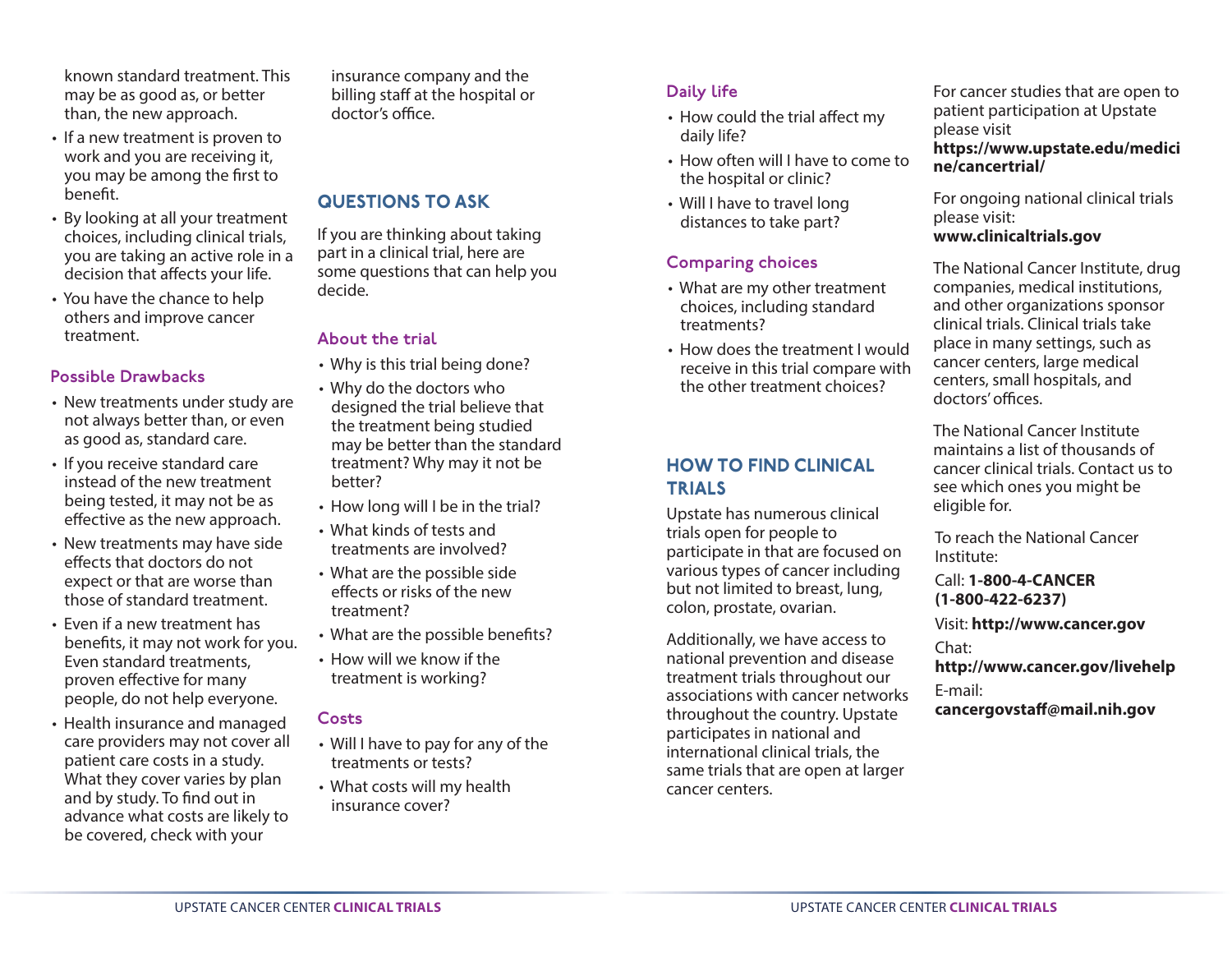known standard treatment. This may be as good as, or better than, the new approach.

- If a new treatment is proven to work and you are receiving it, you may be among the first to benefit.
- By looking at all your treatment choices, including clinical trials, you are taking an active role in a decision that affects your life.
- You have the chance to help others and improve cancer treatment.

### Possible Drawbacks

- New treatments under study are not always better than, or even as good as, standard care.
- If you receive standard care instead of the new treatment being tested, it may not be as effective as the new approach.
- New treatments may have side effects that doctors do not expect or that are worse than those of standard treatment.
- Even if a new treatment has benefits, it may not work for you. Even standard treatments, proven effective for many people, do not help everyone.
- Health insurance and managed care providers may not cover all patient care costs in a study. What they cover varies by plan and by study. To find out in advance what costs are likely to be covered, check with your insurance company and the billing staff at the hospital or doctor's office.

## QUESTIONS TO ASK

If you are thinking about taking part in a clinical trial, here are some questions that can help you decide.

### About the trial

- Why is this trial being done?
- Why do the doctors who designed the trial believe that the treatment being studied may be better than the standard treatment? Why may it not be better?
- How long will I be in the trial?
- What kinds of tests and treatments are involved?
- What are the possible side effects or risks of the new treatment?
- What are the possible benefits?
- How will we know if the treatment is working?

### Costs

- Will I have to pay for any of the treatments or tests?
- What costs will my health insurance cover?

### Daily life

- How could the trial affect my daily life?
- How often will I have to come to the hospital or clinic?
- Will I have to travel long distances to take part?

### Comparing choices

- What are my other treatment choices, including standard treatments?
- How does the treatment I would receive in this trial compare with the other treatment choices?

## HOW TO FIND CLINICAL TRIALS

Upstate has numerous clinical trials open for people to participate in that are focused on various types of cancer including but not limited to breast, lung, colon, prostate, ovarian.

Additionally, we have access to national prevention and disease treatment trials throughout our associations with cancer networks throughout the country. Upstate participates in national and international trials, the same trials that are open at larger cancer centers.

For cancer studies that are open to patient participation at Upstate please visit **https://www.upstate.edu/medicine/cancertrial/**

For ongoing national clinical trials please visit: **www.clinicaltrials.gov**

The National Cancer Institute, drug companies, medical institutions, and other organizations sponsor clinical trials. Clinical trials take place in many settings, such as cancer centers, large medical centers, small hospitals, and doctors' offices.

The National Cancer Institute maintains a list of thousands of cancer clinical trials. Contact us to see which ones you might be eligible for.

To reach the National Cancer Institute:

Call: **1-800-4-CANCER (1-800-422-6237)**

Visit: **http://www.cancer.gov**

Chat: **http://www.cancer.gov/livehelp**

E-mail: **cancergovstaff@mail.nih.gov**